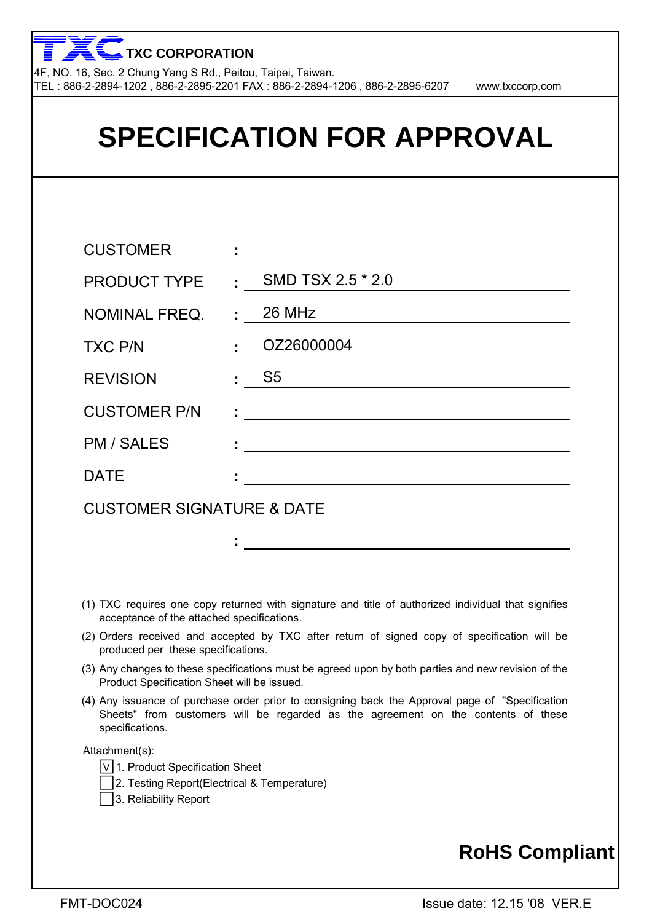**TXC CORPORATION**

4F, NO. 16, Sec. 2 Chung Yang S Rd., Peitou, Taipei, Taiwan.
TEL : 886-2-2894-1202 , 886-2-2895-2201 FAX : 886-2-2894-1206 , 886-2-2895-6207 www.txccorp.com

# SPECIFICATION FOR APPROVAL

| | | |
|---|---|---|
| CUSTOMER | : | |
| PRODUCT TYPE | : | SMD TSX 2.5 * 2.0 |
| NOMINAL FREQ. | : | 26 MHz |
| TXC P/N | : | OZ26000004 |
| REVISION | : | S5 |
| CUSTOMER P/N | : | |
| PM / SALES | : | |
| DATE | : | |

CUSTOMER SIGNATURE & DATE

: ______________________

(1) TXC requires one copy returned with signature and title of authorized individual that signifies acceptance of the attached specifications.

(2) Orders received and accepted by TXC after return of signed copy of specification will be produced per these specifications.

(3) Any changes to these specifications must be agreed upon by both parties and new revision of the Product Specification Sheet will be issued.

(4) Any issuance of purchase order prior to consigning back the Approval page of "Specification Sheets" from customers will be regarded as the agreement on the contents of these specifications.

Attachment(s):

- [V] 1. Product Specification Sheet
- [ ] 2. Testing Report(Electrical & Temperature)
- [ ] 3. Reliability Report

**RoHS Compliant**

FMT-DOC024 Issue date: 12.15 '08 VER.E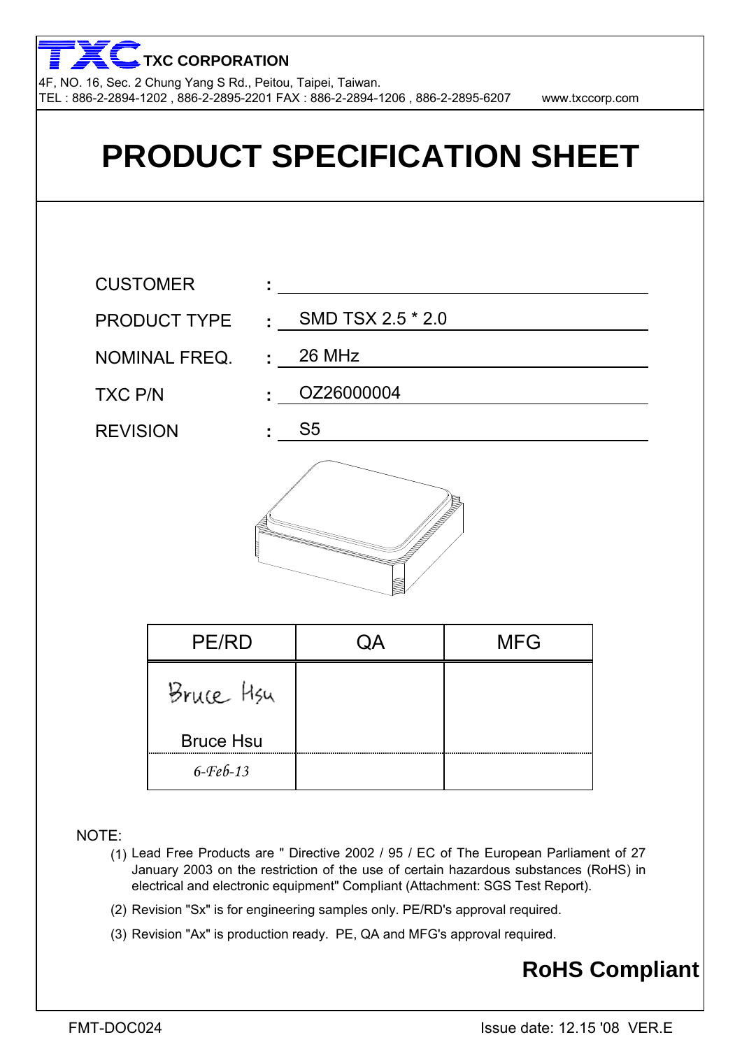**TXC CORPORATION**

4F, NO. 16, Sec. 2 Chung Yang S Rd., Peitou, Taipei, Taiwan.
TEL : 886-2-2894-1202 , 886-2-2895-2201 FAX : 886-2-2894-1206 , 886-2-2895-6207 www.txccorp.com

# PRODUCT SPECIFICATION SHEET

CUSTOMER :

PRODUCT TYPE : SMD TSX 2.5 * 2.0

NOMINAL FREQ. : 26 MHz

TXC P/N : OZ26000004

REVISION : S5

| PE/RD | QA | MFG |
|---|---|---|
| Bruce Hsu | | |
| 6-Feb-13 | | |

NOTE:

(1) Lead Free Products are " Directive 2002 / 95 / EC of The European Parliament of 27 January 2003 on the restriction of the use of certain hazardous substances (RoHS) in electrical and electronic equipment" Compliant (Attachment: SGS Test Report).

(2) Revision "Sx" is for engineering samples only. PE/RD's approval required.

(3) Revision "Ax" is production ready. PE, QA and MFG's approval required.

**RoHS Compliant**

FMT-DOC024 Issue date: 12.15 '08 VER.E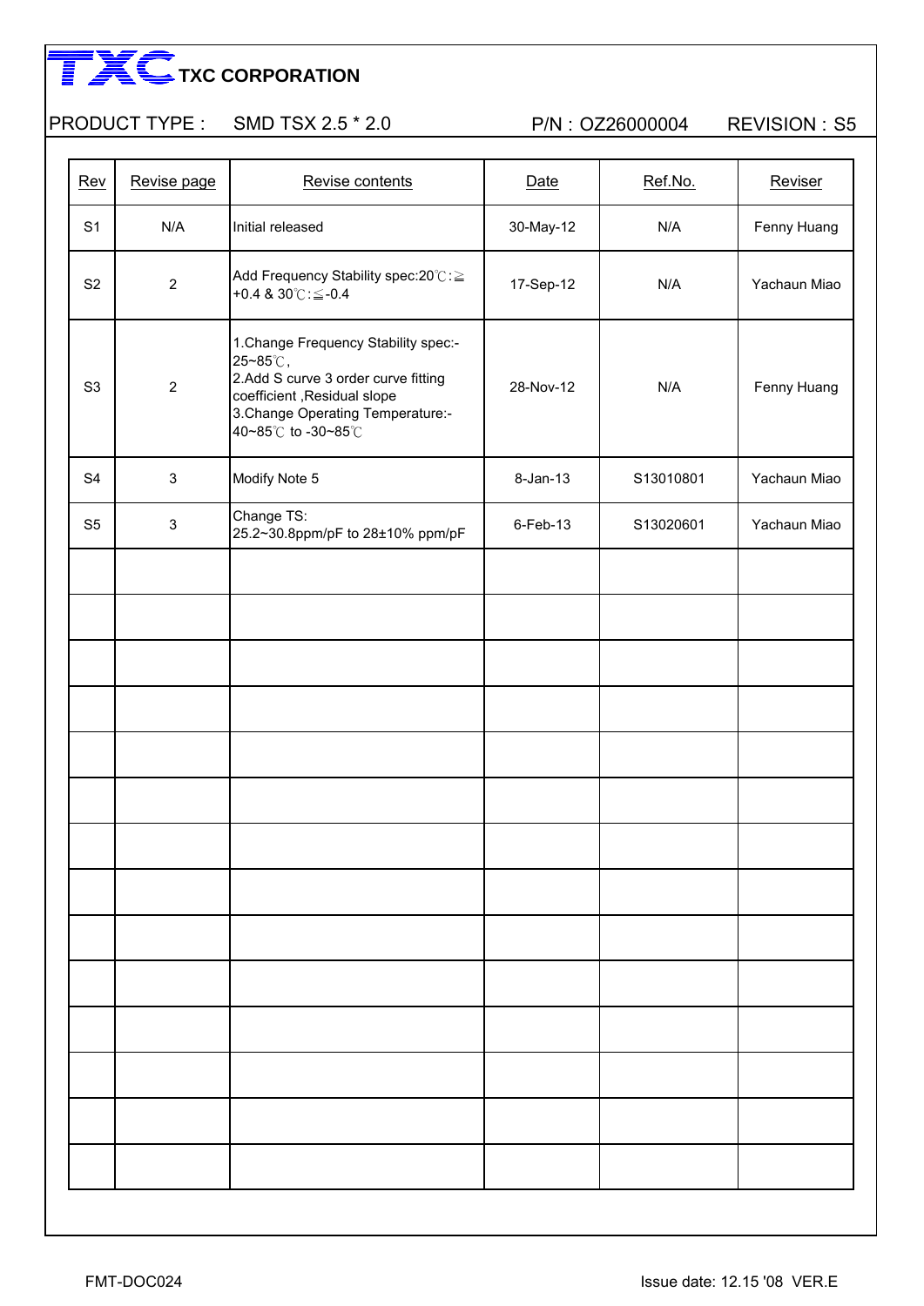**TXC CORPORATION**

PRODUCT TYPE : SMD TSX 2.5 * 2.0 P/N : OZ26000004 REVISION : S5

| Rev | Revise page | Revise contents | Date | Ref.No. | Reviser |
|---|---|---|---|---|---|
| S1 | N/A | Initial released | 30-May-12 | N/A | Fenny Huang |
| S2 | 2 | Add Frequency Stability spec:20℃:≧+0.4 & 30℃:≦-0.4 | 17-Sep-12 | N/A | Yachaun Miao |
| S3 | 2 | 1.Change Frequency Stability spec:-25~85℃, 2.Add S curve 3 order curve fitting coefficient ,Residual slope 3.Change Operating Temperature:-40~85℃ to -30~85℃ | 28-Nov-12 | N/A | Fenny Huang |
| S4 | 3 | Modify Note 5 | 8-Jan-13 | S13010801 | Yachaun Miao |
| S5 | 3 | Change TS: 25.2~30.8ppm/pF to 28±10% ppm/pF | 6-Feb-13 | S13020601 | Yachaun Miao |
| | | | | | |
| | | | | | |
| | | | | | |
| | | | | | |
| | | | | | |
| | | | | | |
| | | | | | |
| | | | | | |
| | | | | | |
| | | | | | |
| | | | | | |
| | | | | | |
| | | | | | |
| | | | | | |

FMT-DOC024 Issue date: 12.15 '08 VER.E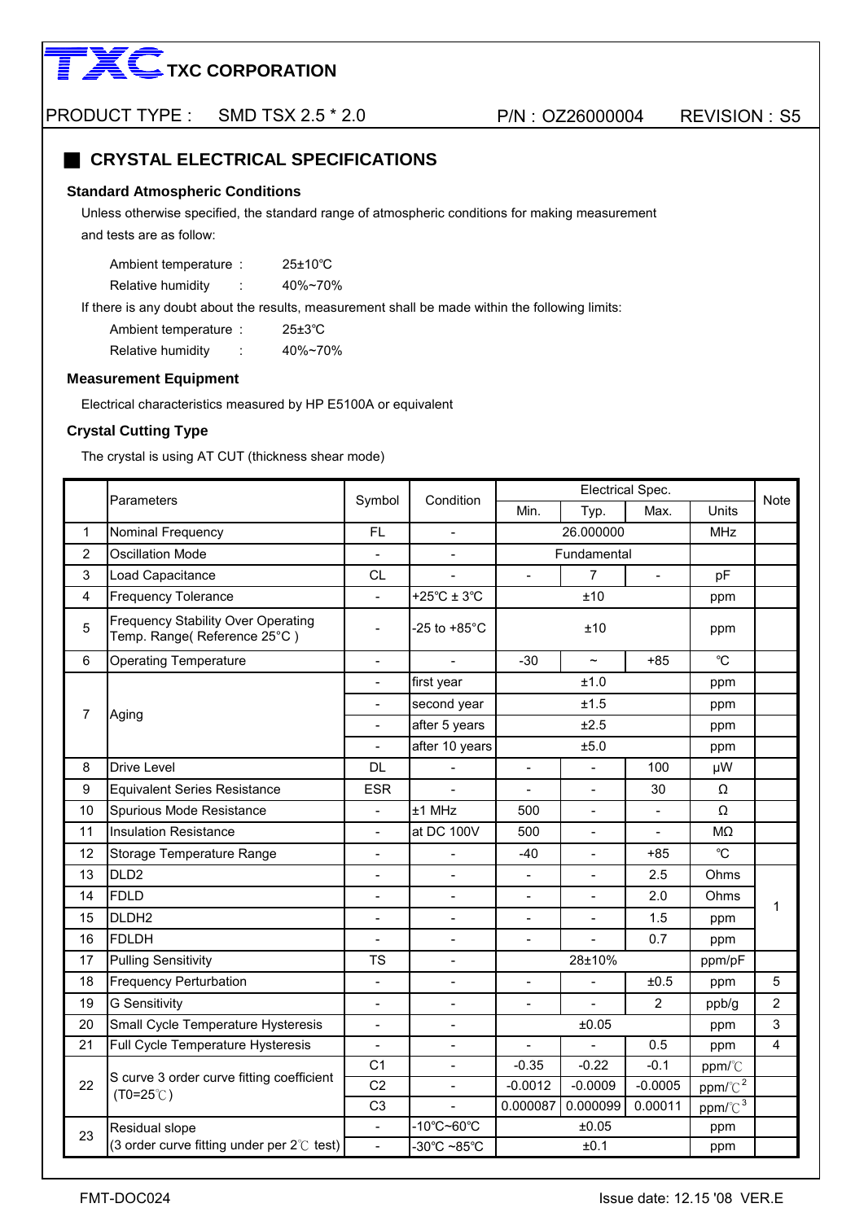# TXC CORPORATION

PRODUCT TYPE : SMD TSX 2.5 * 2.0 P/N : OZ26000004 REVISION : S5

## CRYSTAL ELECTRICAL SPECIFICATIONS

### Standard Atmospheric Conditions

Unless otherwise specified, the standard range of atmospheric conditions for making measurement and tests are as follow:

Ambient temperature : 25±10℃

Relative humidity : 40%~70%

If there is any doubt about the results, measurement shall be made within the following limits:

Ambient temperature : 25±3℃

Relative humidity : 40%~70%

### Measurement Equipment

Electrical characteristics measured by HP E5100A or equivalent

### Crystal Cutting Type

The crystal is using AT CUT (thickness shear mode)

| | Parameters | Symbol | Condition | Electrical Spec. | | | | Note |
|---|---|---|---|---|---|---|---|---|
| | | | | Min. | Typ. | Max. | Units | |
| 1 | Nominal Frequency | FL | - | 26.000000 | | | MHz | |
| 2 | Oscillation Mode | - | - | Fundamental | | | | |
| 3 | Load Capacitance | CL | - | - | 7 | - | pF | |
| 4 | Frequency Tolerance | - | +25℃ ± 3℃ | ±10 | | | ppm | |
| 5 | Frequency Stability Over Operating Temp. Range( Reference 25°C ) | - | -25 to +85°C | ±10 | | | ppm | |
| 6 | Operating Temperature | - | - | -30 | ~ | +85 | ℃ | |
| 7 | Aging | - | first year | ±1.0 | | | ppm | |
| | | - | second year | ±1.5 | | | ppm | |
| | | - | after 5 years | ±2.5 | | | ppm | |
| | | - | after 10 years | ±5.0 | | | ppm | |
| 8 | Drive Level | DL | - | - | - | 100 | μW | |
| 9 | Equivalent Series Resistance | ESR | - | - | - | 30 | Ω | |
| 10 | Spurious Mode Resistance | - | ±1 MHz | 500 | - | - | Ω | |
| 11 | Insulation Resistance | - | at DC 100V | 500 | - | - | MΩ | |
| 12 | Storage Temperature Range | - | - | -40 | - | +85 | ℃ | |
| 13 | DLD2 | - | - | - | - | 2.5 | Ohms | 1 |
| 14 | FDLD | - | - | - | - | 2.0 | Ohms | 1 |
| 15 | DLDH2 | - | - | - | - | 1.5 | ppm | 1 |
| 16 | FDLDH | - | - | - | - | 0.7 | ppm | 1 |
| 17 | Pulling Sensitivity | TS | - | 28±10% | | | ppm/pF | |
| 18 | Frequency Perturbation | - | - | - | - | ±0.5 | ppm | 5 |
| 19 | G Sensitivity | - | - | - | - | 2 | ppb/g | 2 |
| 20 | Small Cycle Temperature Hysteresis | - | - | ±0.05 | | | ppm | 3 |
| 21 | Full Cycle Temperature Hysteresis | - | - | - | - | 0.5 | ppm | 4 |
| 22 | S curve 3 order curve fitting coefficient (T0=25℃) | C1 | - | -0.35 | -0.22 | -0.1 | ppm/℃ | |
| | | C2 | - | -0.0012 | -0.0009 | -0.0005 | ppm/℃$^2$ | |
| | | C3 | - | 0.000087 | 0.000099 | 0.00011 | ppm/℃$^3$ | |
| 23 | Residual slope (3 order curve fitting under per 2℃ test) | - | -10℃~60℃ | ±0.05 | | | ppm | |
| | | - | -30℃ ~85℃ | ±0.1 | | | ppm | |

FMT-DOC024 Issue date: 12.15 '08 VER.E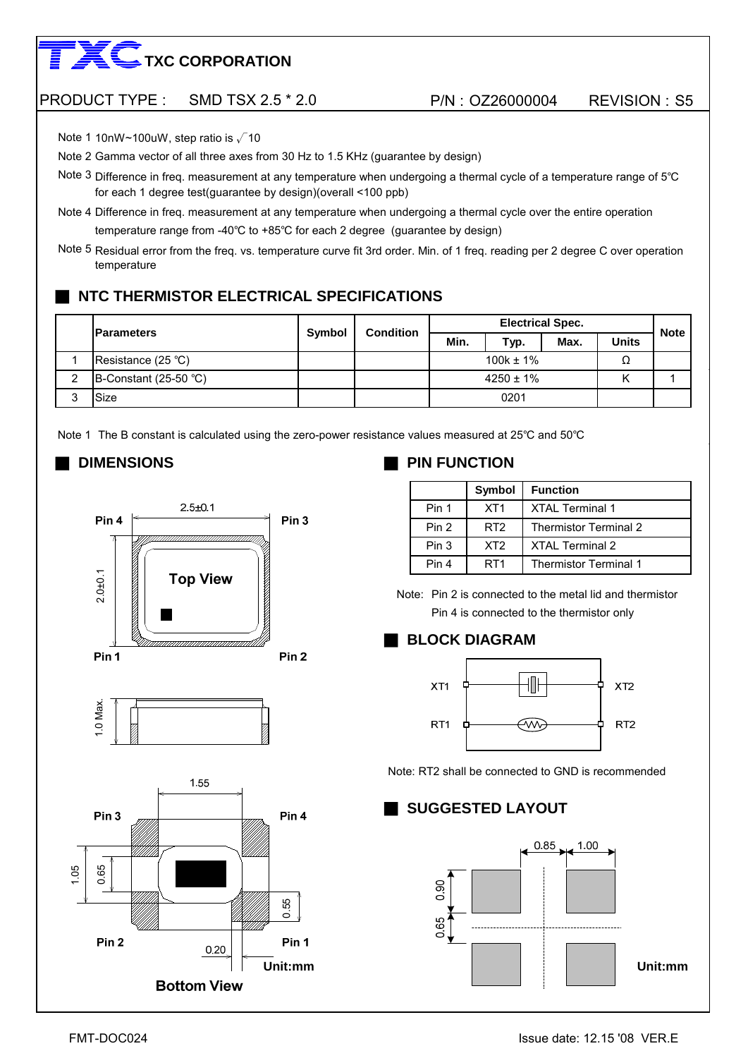**TXC CORPORATION**

PRODUCT TYPE : SMD TSX 2.5 * 2.0 P/N : OZ26000004 REVISION : S5

Note 1 10nW~100uW, step ratio is $\sqrt{10}$

Note 2 Gamma vector of all three axes from 30 Hz to 1.5 KHz (guarantee by design)

Note 3 Difference in freq. measurement at any temperature when undergoing a thermal cycle of a temperature range of 5℃ for each 1 degree test(guarantee by design)(overall <100 ppb)

Note 4 Difference in freq. measurement at any temperature when undergoing a thermal cycle over the entire operation temperature range from -40℃ to +85℃ for each 2 degree (guarantee by design)

Note 5 Residual error from the freq. vs. temperature curve fit 3rd order. Min. of 1 freq. reading per 2 degree C over operation temperature

## NTC THERMISTOR ELECTRICAL SPECIFICATIONS

| | Parameters | Symbol | Condition | Electrical Spec. | | | | Note |
|---|---|---|---|---|---|---|---|---|
| | | | | Min. | Typ. | Max. | Units | |
| 1 | Resistance (25 ℃) | | | | 100k ± 1% | | Ω | |
| 2 | B-Constant (25-50 ℃) | | | | 4250 ± 1% | | K | 1 |
| 3 | Size | | | | 0201 | | | |

Note 1 The B constant is calculated using the zero-power resistance values measured at 25℃ and 50℃

## DIMENSIONS

Top View: 2.5±0.1 × 2.0±0.1; Pin 4 (top left), Pin 3 (top right), Pin 1 (bottom left), Pin 2 (bottom right)

Side view: 1.0 Max.

Bottom View: 1.55, 1.05, 0.65, 0.55, 0.20; Pin 3 (top left), Pin 4 (top right), Pin 2 (bottom left), Pin 1 (bottom right)

Unit:mm

## PIN FUNCTION

| | Symbol | Function |
|---|---|---|
| Pin 1 | XT1 | XTAL Terminal 1 |
| Pin 2 | RT2 | Thermistor Terminal 2 |
| Pin 3 | XT2 | XTAL Terminal 2 |
| Pin 4 | RT1 | Thermistor Terminal 1 |

Note: Pin 2 is connected to the metal lid and thermistor
Pin 4 is connected to the thermistor only

## BLOCK DIAGRAM

XT1 — crystal — XT2
RT1 — thermistor — RT2

Note: RT2 shall be connected to GND is recommended

## SUGGESTED LAYOUT

0.85, 1.00, 0.90, 0.65

Unit:mm

FMT-DOC024 Issue date: 12.15 '08 VER.E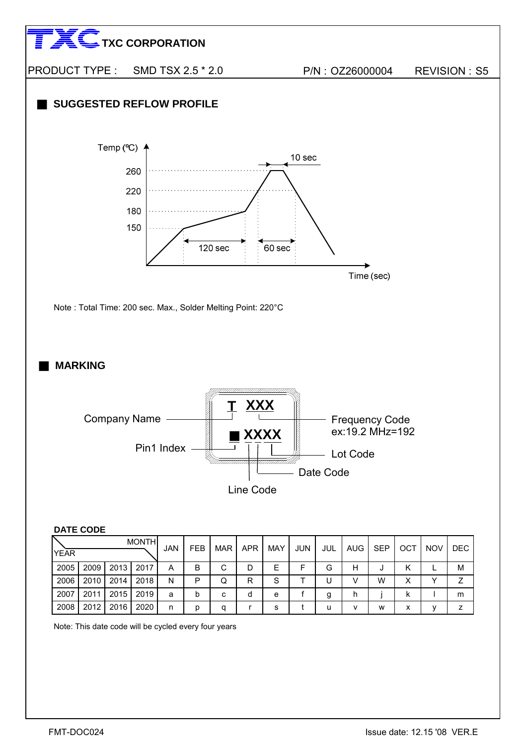TXC CORPORATION

PRODUCT TYPE : SMD TSX 2.5 * 2.0 P/N : OZ26000004 REVISION : S5

## SUGGESTED REFLOW PROFILE

Temp (ºC)

260
220
180
150

10 sec
120 sec
60 sec

Time (sec)

Note : Total Time: 200 sec. Max., Solder Melting Point: 220°C

## MARKING

T XXX
■ XXXX

Company Name
Pin1 Index
Frequency Code ex:19.2 MHz=192
Lot Code
Date Code
Line Code

**DATE CODE**

| YEAR \ MONTH | | | | JAN | FEB | MAR | APR | MAY | JUN | JUL | AUG | SEP | OCT | NOV | DEC |
|---|---|---|---|---|---|---|---|---|---|---|---|---|---|---|---|
| 2005 | 2009 | 2013 | 2017 | A | B | C | D | E | F | G | H | J | K | L | M |
| 2006 | 2010 | 2014 | 2018 | N | P | Q | R | S | T | U | V | W | X | Y | Z |
| 2007 | 2011 | 2015 | 2019 | a | b | c | d | e | f | g | h | j | k | l | m |
| 2008 | 2012 | 2016 | 2020 | n | p | q | r | s | t | u | v | w | x | y | z |

Note: This date code will be cycled every four years

FMT-DOC024 Issue date: 12.15 '08 VER.E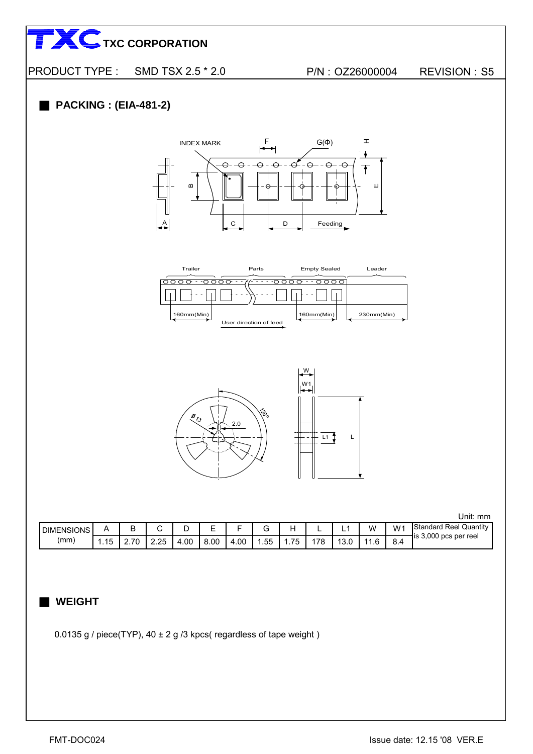TXC CORPORATION

PRODUCT TYPE : SMD TSX 2.5 * 2.0 P/N : OZ26000004 REVISION : S5

## PACKING : (EIA-481-2)

INDEX MARK F G(Φ) H

B E

A C D Feeding

Trailer Parts Empty Sealed Leader

160mm(Min) User direction of feed 160mm(Min) 230mm(Min)

W W1

Ø13 2.0 120° L1 L

Unit: mm

| DIMENSIONS (mm) | A | B | C | D | E | F | G | H | L | L1 | W | W1 | Standard Reel Quantity is 3,000 pcs per reel |
|---|---|---|---|---|---|---|---|---|---|---|---|---|---|
| | 1.15 | 2.70 | 2.25 | 4.00 | 8.00 | 4.00 | 1.55 | 1.75 | 178 | 13.0 | 11.6 | 8.4 | |

## WEIGHT

0.0135 g / piece(TYP), 40 ± 2 g /3 kpcs( regardless of tape weight )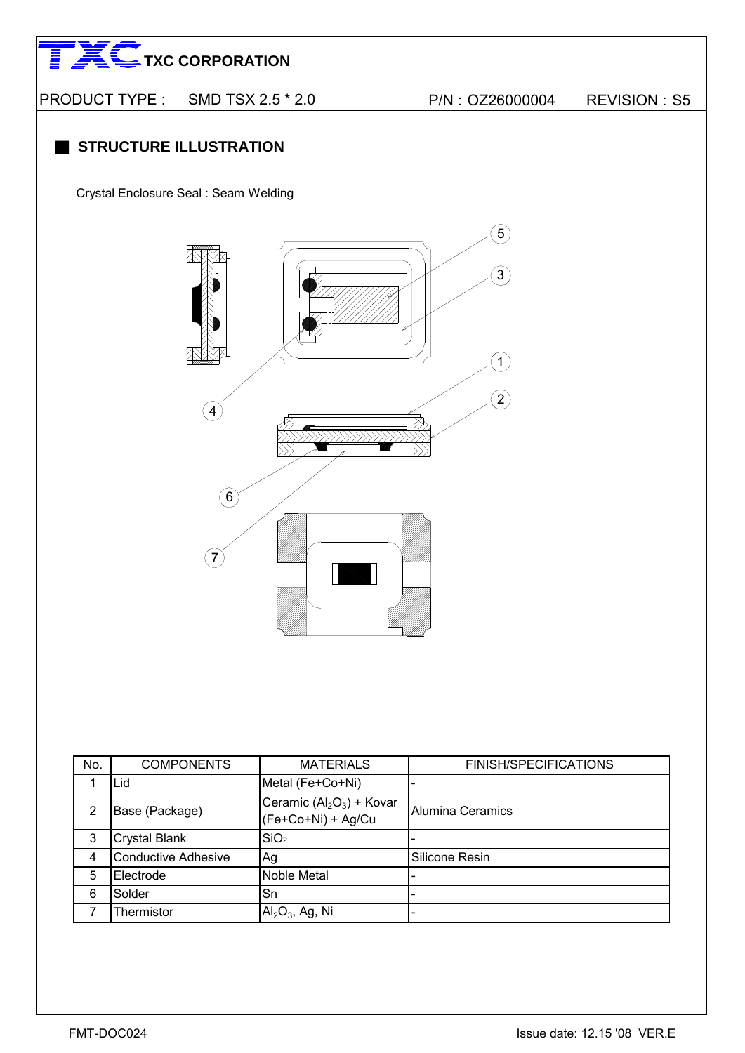TXC CORPORATION

PRODUCT TYPE : SMD TSX 2.5 * 2.0 P/N : OZ26000004 REVISION : S5

## STRUCTURE ILLUSTRATION

Crystal Enclosure Seal : Seam Welding

| No. | COMPONENTS | MATERIALS | FINISH/SPECIFICATIONS |
|---|---|---|---|
| 1 | Lid | Metal (Fe+Co+Ni) | - |
| 2 | Base (Package) | Ceramic ($Al_2O_3$) + Kovar (Fe+Co+Ni) + Ag/Cu | Alumina Ceramics |
| 3 | Crystal Blank | $SiO_2$ | - |
| 4 | Conductive Adhesive | Ag | Silicone Resin |
| 5 | Electrode | Noble Metal | - |
| 6 | Solder | Sn | - |
| 7 | Thermistor | $Al_2O_3$, Ag, Ni | - |

FMT-DOC024 Issue date: 12.15 '08 VER.E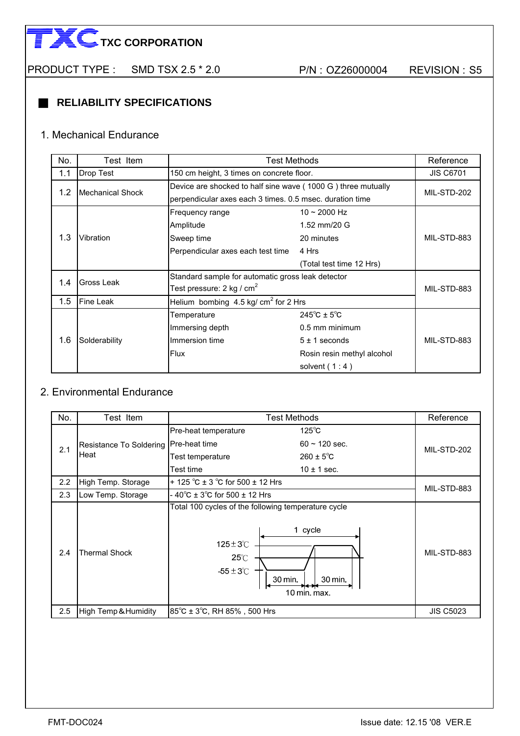# TXC CORPORATION

PRODUCT TYPE : SMD TSX 2.5 * 2.0 P/N : OZ26000004 REVISION : S5

## RELIABILITY SPECIFICATIONS

### 1. Mechanical Endurance

| No. | Test Item | Test Methods | | Reference |
|---|---|---|---|---|
| 1.1 | Drop Test | 150 cm height, 3 times on concrete floor. | | JIS C6701 |
| 1.2 | Mechanical Shock | Device are shocked to half sine wave ( 1000 G ) three mutually perpendicular axes each 3 times. 0.5 msec. duration time | | MIL-STD-202 |
| 1.3 | Vibration | Frequency range<br>Amplitude<br>Sweep time<br>Perpendicular axes each test time | 10 ~ 2000 Hz<br>1.52 mm/20 G<br>20 minutes<br>4 Hrs<br>(Total test time 12 Hrs) | MIL-STD-883 |
| 1.4 | Gross Leak | Standard sample for automatic gross leak detector<br>Test pressure: 2 kg / cm$^2$ | | MIL-STD-883 |
| 1.5 | Fine Leak | Helium bombing 4.5 kg/ cm$^2$ for 2 Hrs | | MIL-STD-883 |
| 1.6 | Solderability | Temperature<br>Immersing depth<br>Immersion time<br>Flux | 245℃ ± 5℃<br>0.5 mm minimum<br>5 ± 1 seconds<br>Rosin resin methyl alcohol solvent ( 1 : 4 ) | MIL-STD-883 |

### 2. Environmental Endurance

| No. | Test Item | Test Methods | | Reference |
|---|---|---|---|---|
| 2.1 | Resistance To Soldering Heat | Pre-heat temperature<br>Pre-heat time<br>Test temperature<br>Test time | 125℃<br>60 ~ 120 sec.<br>260 ± 5℃<br>10 ± 1 sec. | MIL-STD-202 |
| 2.2 | High Temp. Storage | + 125 ℃ ± 3 ℃ for 500 ± 12 Hrs | | MIL-STD-883 |
| 2.3 | Low Temp. Storage | - 40℃ ± 3℃ for 500 ± 12 Hrs | | MIL-STD-883 |
| 2.4 | Thermal Shock | Total 100 cycles of the following temperature cycle<br>1 cycle<br>125±3℃<br>25℃<br>-55±3℃<br>30 min.<br>30 min.<br>10 min. max. | | MIL-STD-883 |
| 2.5 | High Temp＆Humidity | 85℃ ± 3℃, RH 85% , 500 Hrs | | JIS C5023 |

FMT-DOC024 Issue date: 12.15 '08 VER.E